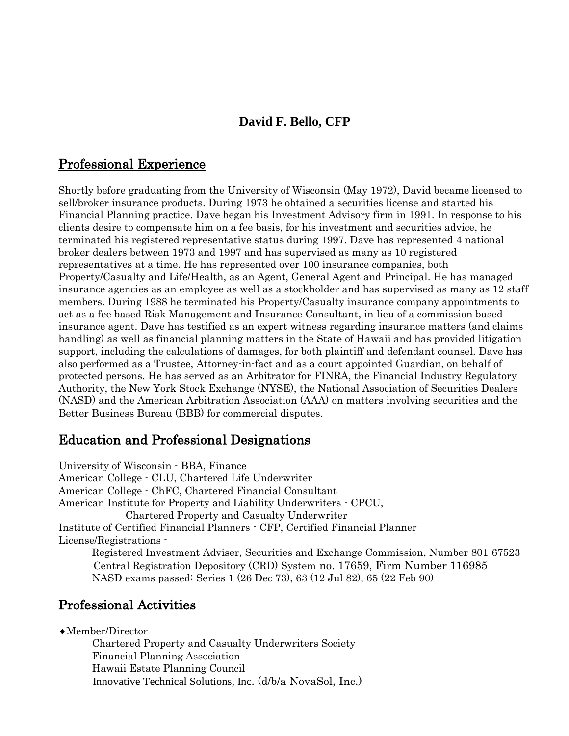# David F. Bello, CFP

## Professional Experience

Shortly before graduating from the University of Wisconsin (May 1972), David became licensed to sell/broker insurance products. During 1973 he obtained a securities license and started his Financial Planning practice. Dave began his Investment Advisory firm in 1991. In response to his clients desire to compensate him on a fee basis, for his investment and securities advice, he terminated his registered representative status during 1997. Dave has represented 4 national broker dealers between 1973 and 1997 and has supervised as many as 10 registered representatives at a time. He has represented over 100 insurance companies, both Property/Casualty and Life/Health, as an Agent, General Agent and Principal. He has managed insurance agencies as an employee as well as a stockholder and has supervised as many as 12 staff members. During 1988 he terminated his Property/Casualty insurance company appointments to act as a fee based Risk Management and Insurance Consultant, in lieu of a commission based insurance agent. Dave has testified as an expert witness regarding insurance matters (and claims handling) as well as financial planning matters in the State of Hawaii and has provided litigation support, including the calculations of damages, for both plaintiff and defendant counsel. Dave has also performed as a Trustee, Attorney-in-fact and as a court appointed Guardian, on behalf of protected persons. He has served as an Arbitrator for FINRA, the Financial Industry Regulatory Authority, the New York Stock Exchange (NYSE), the National Association of Securities Dealers (NASD) and the American Arbitration Association (AAA) on matters involving securities and the Better Business Bureau (BBB) for commercial disputes.

## Education and Professional Designations

University of Wisconsin - BBA, Finance
American College - CLU, Chartered Life Underwriter
American College - ChFC, Chartered Financial Consultant
American Institute for Property and Liability Underwriters - CPCU,
Chartered Property and Casualty Underwriter
Institute of Certified Financial Planners - CFP, Certified Financial Planner
License/Registrations -
Registered Investment Adviser, Securities and Exchange Commission, Number 801-67523
Central Registration Depository (CRD) System no. 17659, Firm Number 116985
NASD exams passed: Series 1 (26 Dec 73), 63 (12 Jul 82), 65 (22 Feb 90)

## Professional Activities

- Member/Director
  - Chartered Property and Casualty Underwriters Society
  - Financial Planning Association
  - Hawaii Estate Planning Council
  - Innovative Technical Solutions, Inc. (d/b/a NovaSol, Inc.)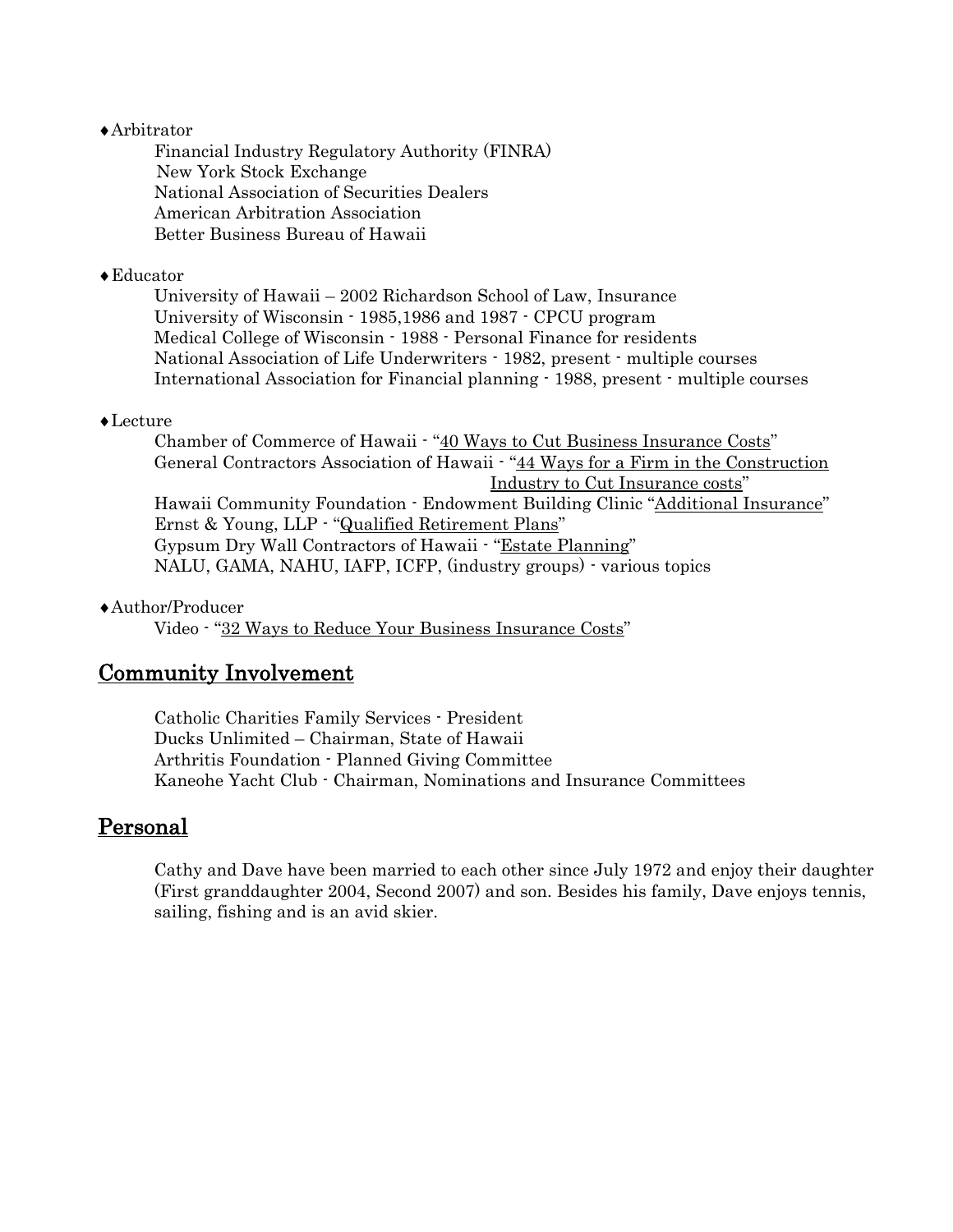♦Arbitrator

Financial Industry Regulatory Authority (FINRA)
New York Stock Exchange
National Association of Securities Dealers
American Arbitration Association
Better Business Bureau of Hawaii

♦Educator

University of Hawaii – 2002 Richardson School of Law, Insurance
University of Wisconsin - 1985,1986 and 1987 - CPCU program
Medical College of Wisconsin - 1988 - Personal Finance for residents
National Association of Life Underwriters - 1982, present - multiple courses
International Association for Financial planning - 1988, present - multiple courses

♦Lecture

Chamber of Commerce of Hawaii - "40 Ways to Cut Business Insurance Costs"
General Contractors Association of Hawaii - "44 Ways for a Firm in the Construction Industry to Cut Insurance costs"
Hawaii Community Foundation - Endowment Building Clinic "Additional Insurance"
Ernst & Young, LLP - "Qualified Retirement Plans"
Gypsum Dry Wall Contractors of Hawaii - "Estate Planning"
NALU, GAMA, NAHU, IAFP, ICFP, (industry groups) - various topics

♦Author/Producer

Video - "32 Ways to Reduce Your Business Insurance Costs"

## Community Involvement

Catholic Charities Family Services - President
Ducks Unlimited – Chairman, State of Hawaii
Arthritis Foundation - Planned Giving Committee
Kaneohe Yacht Club - Chairman, Nominations and Insurance Committees

## Personal

Cathy and Dave have been married to each other since July 1972 and enjoy their daughter (First granddaughter 2004, Second 2007) and son. Besides his family, Dave enjoys tennis, sailing, fishing and is an avid skier.